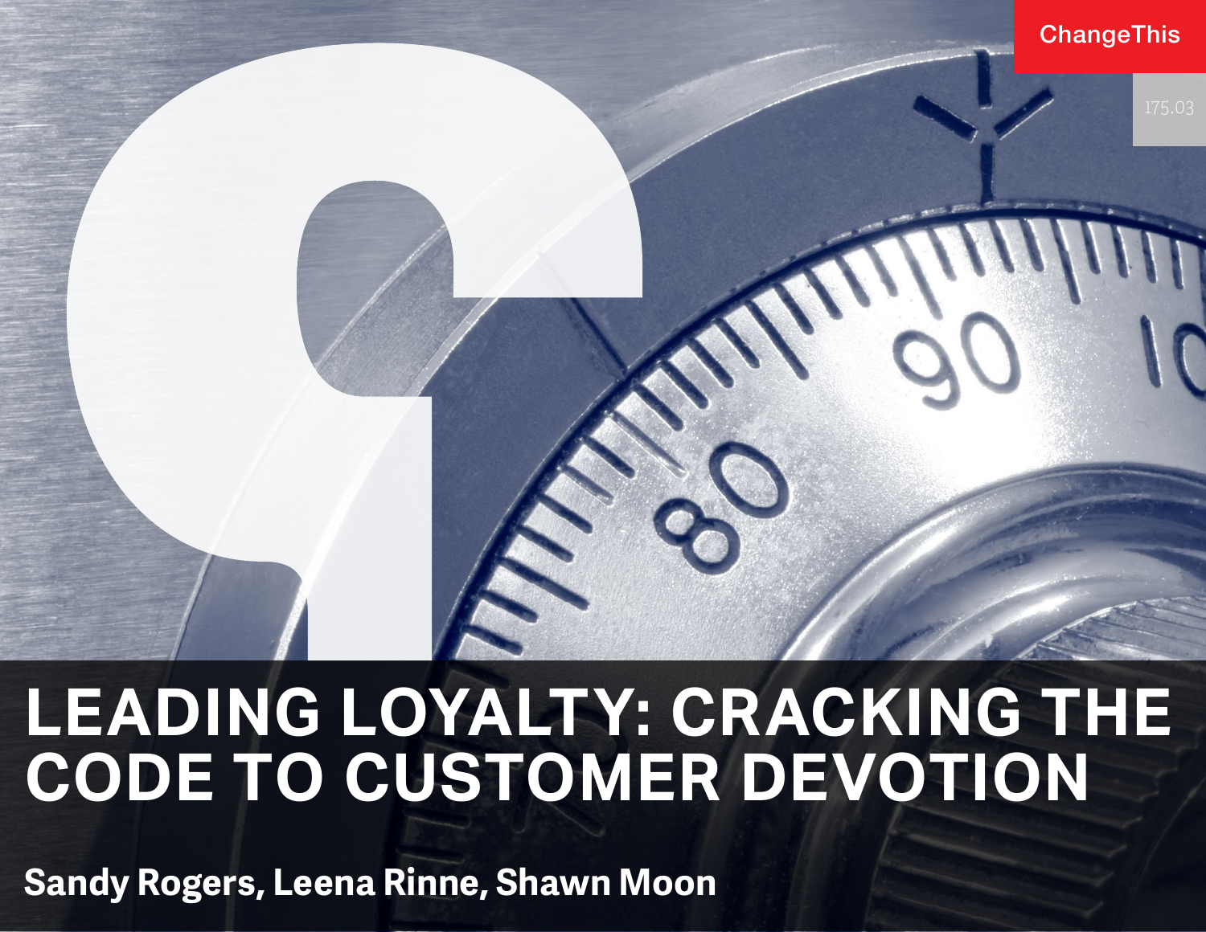ChangeThis

175.03

# LEADING LOYALTY: CRACKING THE CODE TO CUSTOMER DEVOTION

**Sandy Rogers, Leena Rinne, Shawn Moon**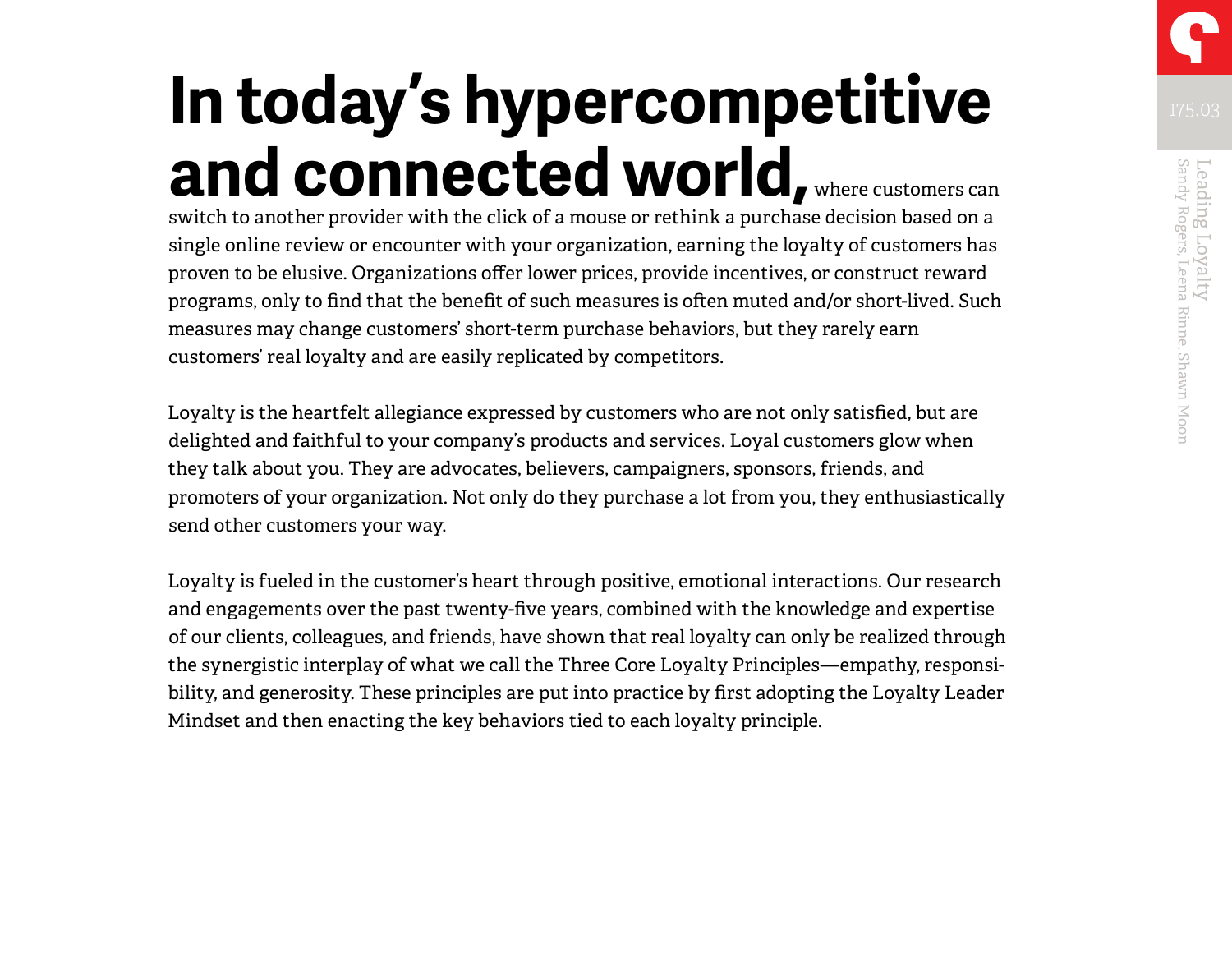**In today's hypercompetitive and connected world,** where customers can switch to another provider with the click of a mouse or rethink a purchase decision based on a single online review or encounter with your organization, earning the loyalty of customers has proven to be elusive. Organizations offer lower prices, provide incentives, or construct reward programs, only to find that the benefit of such measures is often muted and/or short-lived. Such measures may change customers' short-term purchase behaviors, but they rarely earn customers' real loyalty and are easily replicated by competitors.

Loyalty is the heartfelt allegiance expressed by customers who are not only satisfied, but are delighted and faithful to your company's products and services. Loyal customers glow when they talk about you. They are advocates, believers, campaigners, sponsors, friends, and promoters of your organization. Not only do they purchase a lot from you, they enthusiastically send other customers your way.

Loyalty is fueled in the customer's heart through positive, emotional interactions. Our research and engagements over the past twenty-five years, combined with the knowledge and expertise of our clients, colleagues, and friends, have shown that real loyalty can only be realized through the synergistic interplay of what we call the Three Core Loyalty Principles—empathy, responsibility, and generosity. These principles are put into practice by first adopting the Loyalty Leader Mindset and then enacting the key behaviors tied to each loyalty principle.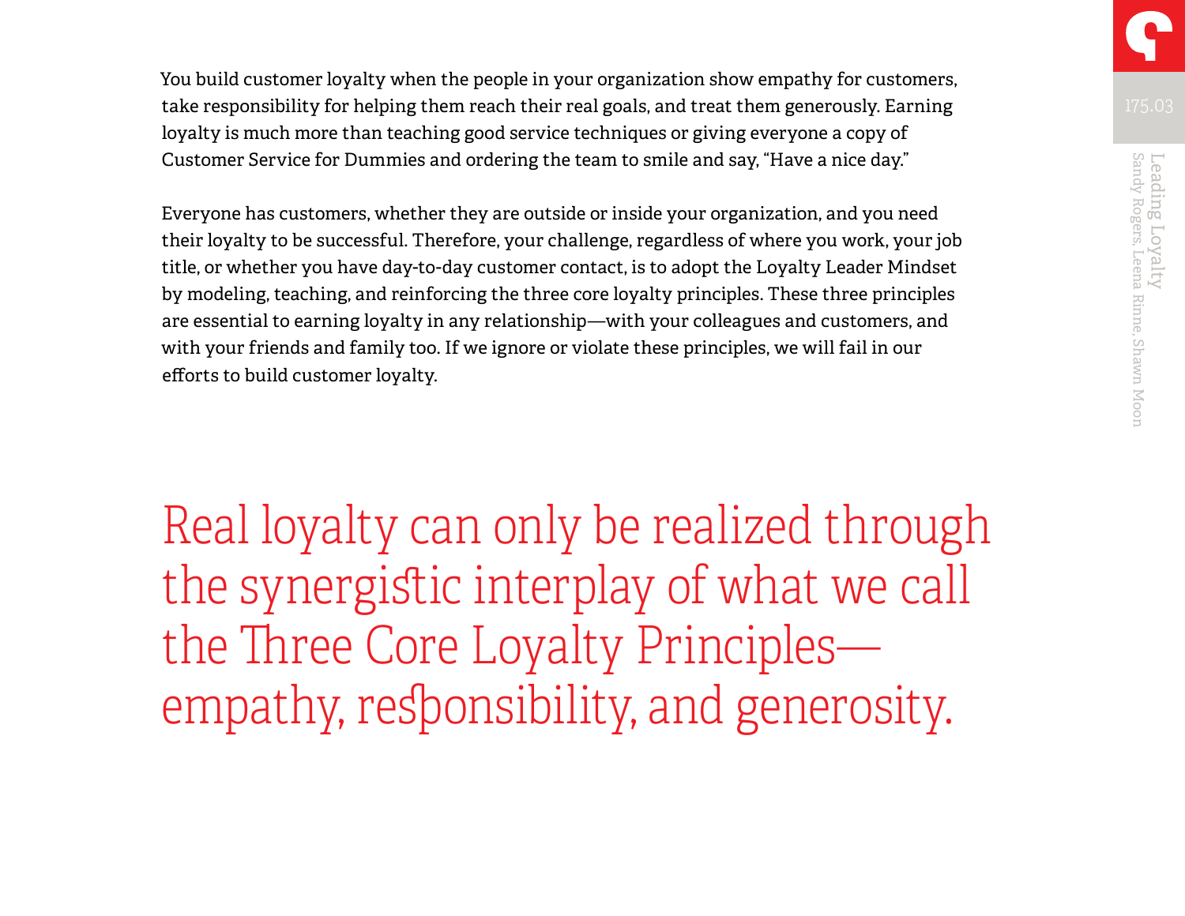You build customer loyalty when the people in your organization show empathy for customers, take responsibility for helping them reach their real goals, and treat them generously. Earning loyalty is much more than teaching good service techniques or giving everyone a copy of Customer Service for Dummies and ordering the team to smile and say, "Have a nice day."

Everyone has customers, whether they are outside or inside your organization, and you need their loyalty to be successful. Therefore, your challenge, regardless of where you work, your job title, or whether you have day-to-day customer contact, is to adopt the Loyalty Leader Mindset by modeling, teaching, and reinforcing the three core loyalty principles. These three principles are essential to earning loyalty in any relationship—with your colleagues and customers, and with your friends and family too. If we ignore or violate these principles, we will fail in our efforts to build customer loyalty.

> Real loyalty can only be realized through the synergistic interplay of what we call the Three Core Loyalty Principles—empathy, responsibility, and generosity.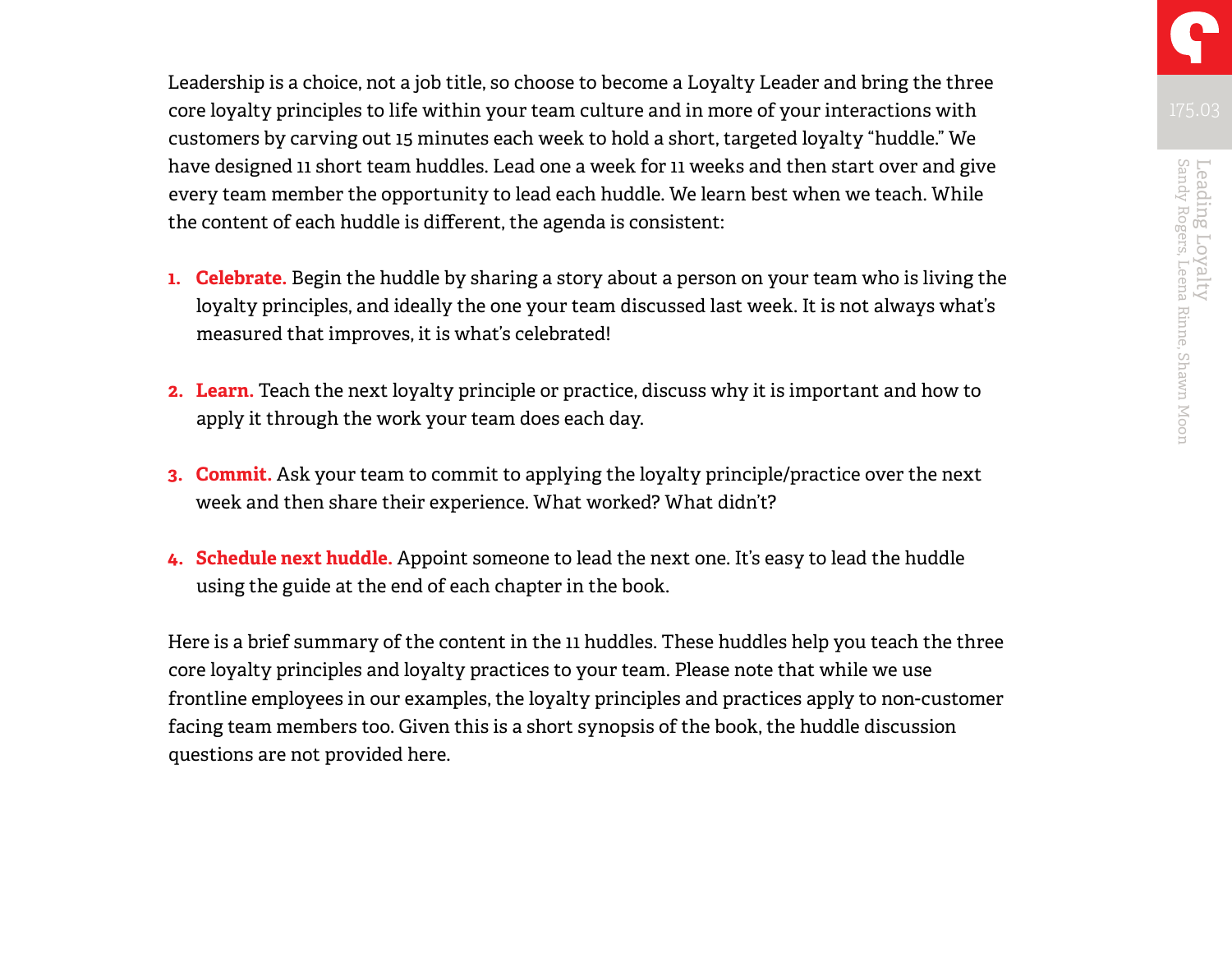Leadership is a choice, not a job title, so choose to become a Loyalty Leader and bring the three core loyalty principles to life within your team culture and in more of your interactions with customers by carving out 15 minutes each week to hold a short, targeted loyalty "huddle." We have designed 11 short team huddles. Lead one a week for 11 weeks and then start over and give every team member the opportunity to lead each huddle. We learn best when we teach. While the content of each huddle is different, the agenda is consistent:

1. **Celebrate.** Begin the huddle by sharing a story about a person on your team who is living the loyalty principles, and ideally the one your team discussed last week. It is not always what's measured that improves, it is what's celebrated!

2. **Learn.** Teach the next loyalty principle or practice, discuss why it is important and how to apply it through the work your team does each day.

3. **Commit.** Ask your team to commit to applying the loyalty principle/practice over the next week and then share their experience. What worked? What didn't?

4. **Schedule next huddle.** Appoint someone to lead the next one. It's easy to lead the huddle using the guide at the end of each chapter in the book.

Here is a brief summary of the content in the 11 huddles. These huddles help you teach the three core loyalty principles and loyalty practices to your team. Please note that while we use frontline employees in our examples, the loyalty principles and practices apply to non-customer facing team members too. Given this is a short synopsis of the book, the huddle discussion questions are not provided here.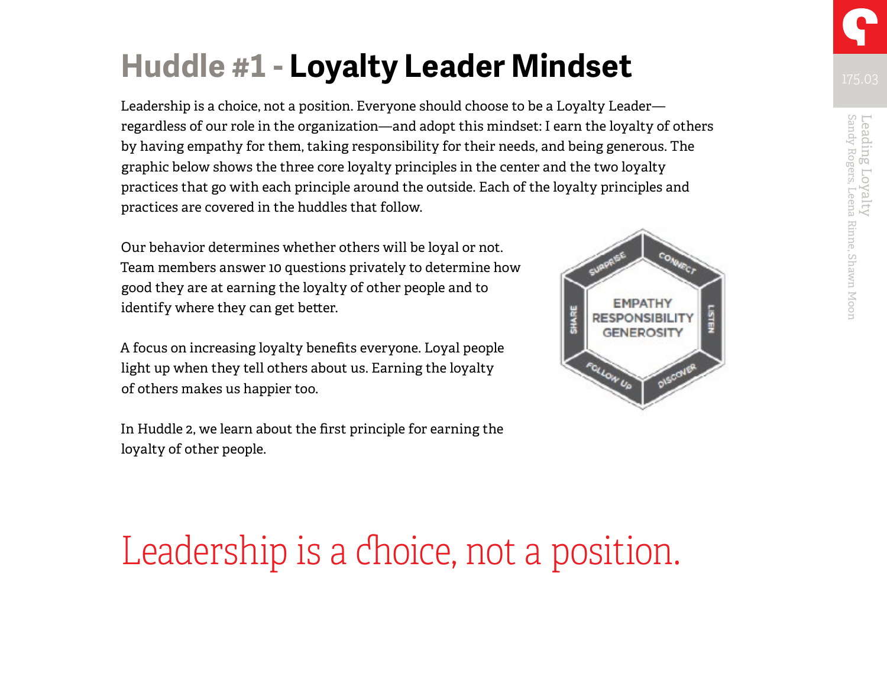# Huddle #1 - Loyalty Leader Mindset

Leadership is a choice, not a position. Everyone should choose to be a Loyalty Leader—regardless of our role in the organization—and adopt this mindset: I earn the loyalty of others by having empathy for them, taking responsibility for their needs, and being generous. The graphic below shows the three core loyalty principles in the center and the two loyalty practices that go with each principle around the outside. Each of the loyalty principles and practices are covered in the huddles that follow.

Our behavior determines whether others will be loyal or not. Team members answer 10 questions privately to determine how good they are at earning the loyalty of other people and to identify where they can get better.

A focus on increasing loyalty benefits everyone. Loyal people light up when they tell others about us. Earning the loyalty of others makes us happier too.

In Huddle 2, we learn about the first principle for earning the loyalty of other people.

Leadership is a choice, not a position.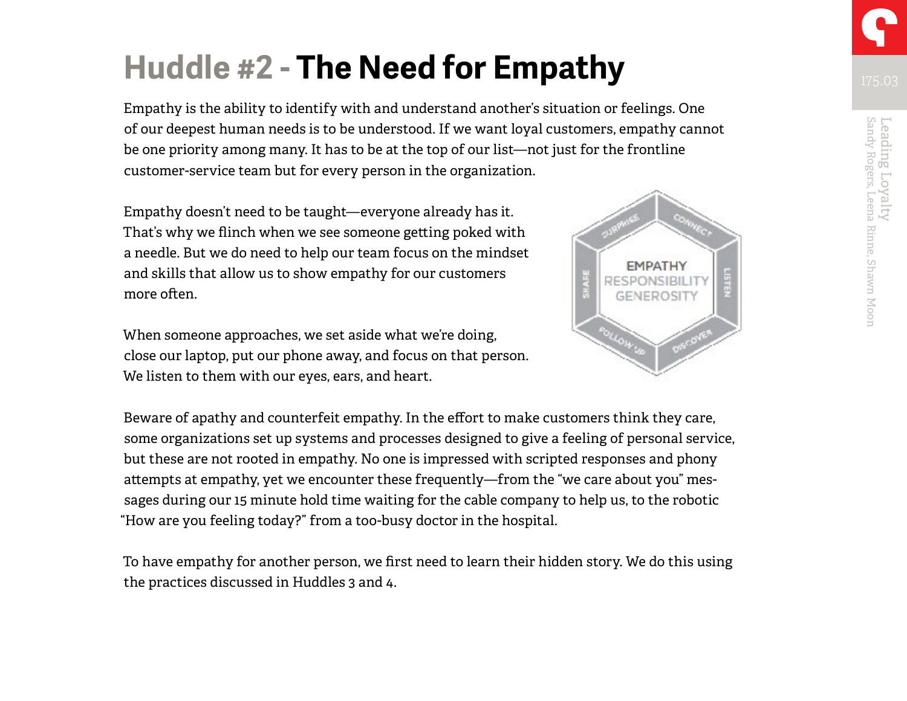# Huddle #2 - The Need for Empathy

Empathy is the ability to identify with and understand another's situation or feelings. One of our deepest human needs is to be understood. If we want loyal customers, empathy cannot be one priority among many. It has to be at the top of our list—not just for the frontline customer-service team but for every person in the organization.

Empathy doesn't need to be taught—everyone already has it. That's why we flinch when we see someone getting poked with a needle. But we do need to help our team focus on the mindset and skills that allow us to show empathy for our customers more often.

When someone approaches, we set aside what we're doing, close our laptop, put our phone away, and focus on that person. We listen to them with our eyes, ears, and heart.

Beware of apathy and counterfeit empathy. In the effort to make customers think they care, some organizations set up systems and processes designed to give a feeling of personal service, but these are not rooted in empathy. No one is impressed with scripted responses and phony attempts at empathy, yet we encounter these frequently—from the "we care about you" messages during our 15 minute hold time waiting for the cable company to help us, to the robotic "How are you feeling today?" from a too-busy doctor in the hospital.

To have empathy for another person, we first need to learn their hidden story. We do this using the practices discussed in Huddles 3 and 4.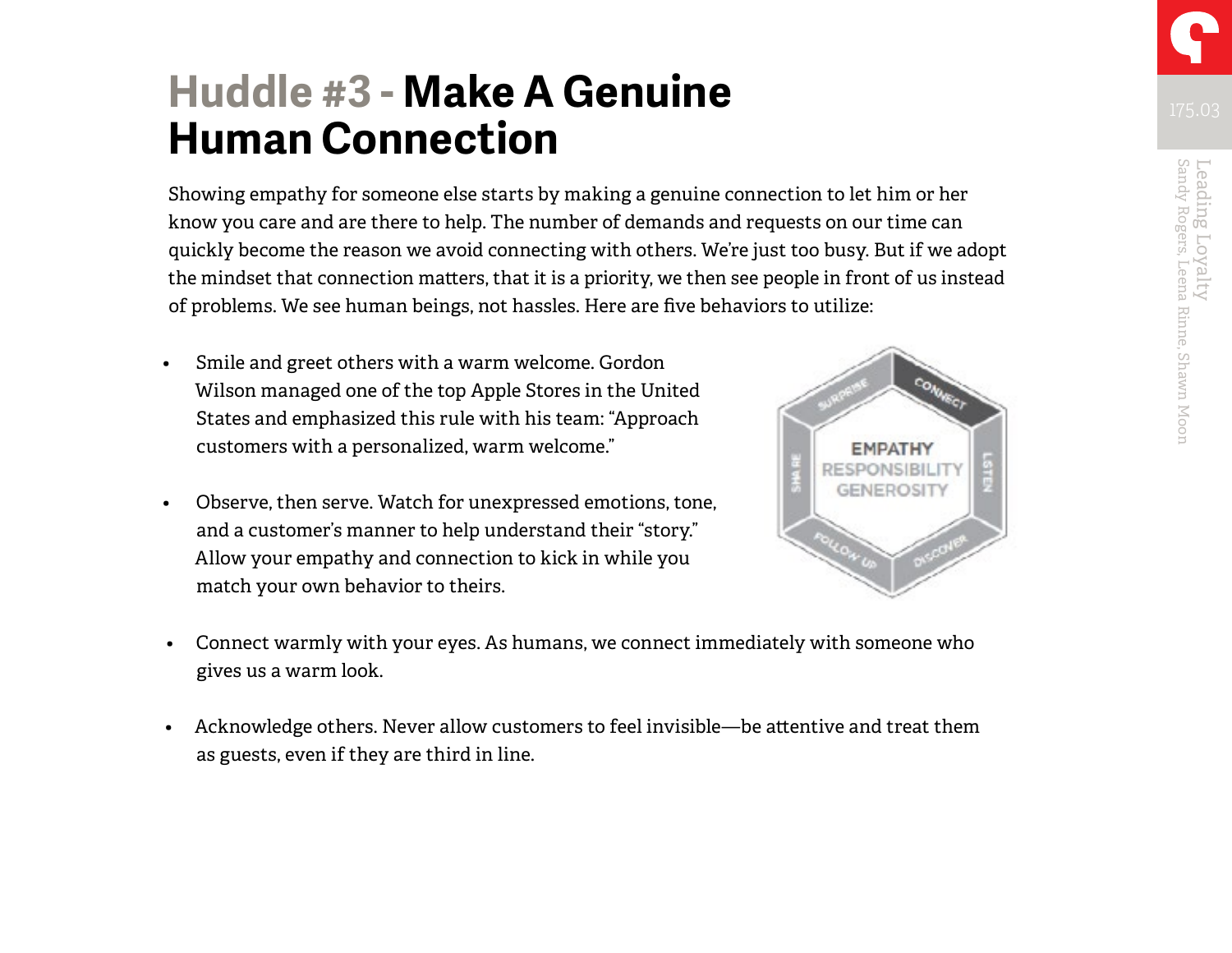# Huddle #3 - Make A Genuine Human Connection

Showing empathy for someone else starts by making a genuine connection to let him or her know you care and are there to help. The number of demands and requests on our time can quickly become the reason we avoid connecting with others. We're just too busy. But if we adopt the mindset that connection matters, that it is a priority, we then see people in front of us instead of problems. We see human beings, not hassles. Here are five behaviors to utilize:

- Smile and greet others with a warm welcome. Gordon Wilson managed one of the top Apple Stores in the United States and emphasized this rule with his team: "Approach customers with a personalized, warm welcome."
- Observe, then serve. Watch for unexpressed emotions, tone, and a customer's manner to help understand their "story." Allow your empathy and connection to kick in while you match your own behavior to theirs.
- Connect warmly with your eyes. As humans, we connect immediately with someone who gives us a warm look.
- Acknowledge others. Never allow customers to feel invisible—be attentive and treat them as guests, even if they are third in line.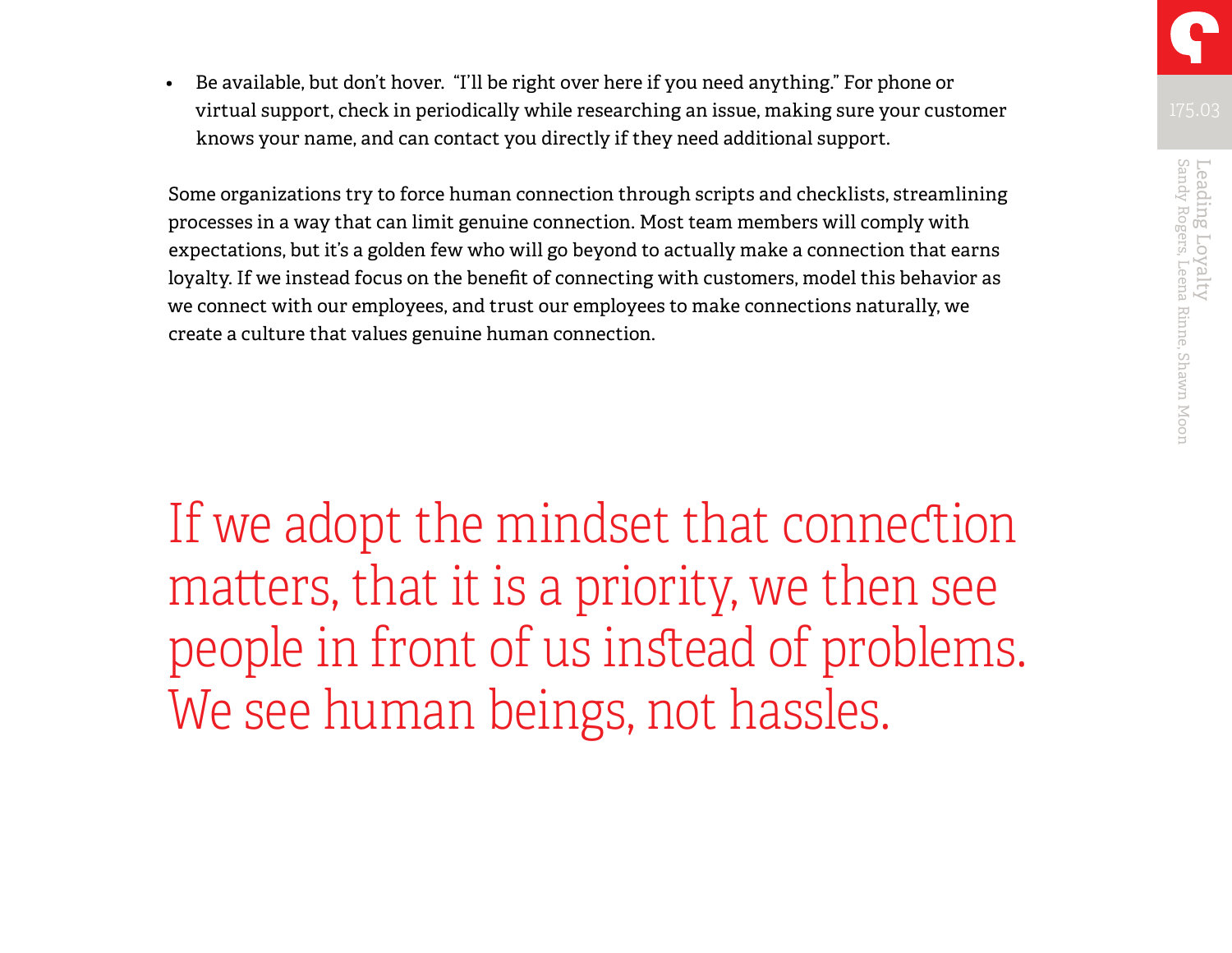- Be available, but don't hover. "I'll be right over here if you need anything." For phone or virtual support, check in periodically while researching an issue, making sure your customer knows your name, and can contact you directly if they need additional support.

Some organizations try to force human connection through scripts and checklists, streamlining processes in a way that can limit genuine connection. Most team members will comply with expectations, but it's a golden few who will go beyond to actually make a connection that earns loyalty. If we instead focus on the benefit of connecting with customers, model this behavior as we connect with our employees, and trust our employees to make connections naturally, we create a culture that values genuine human connection.

> If we adopt the mindset that connection matters, that it is a priority, we then see people in front of us instead of problems. We see human beings, not hassles.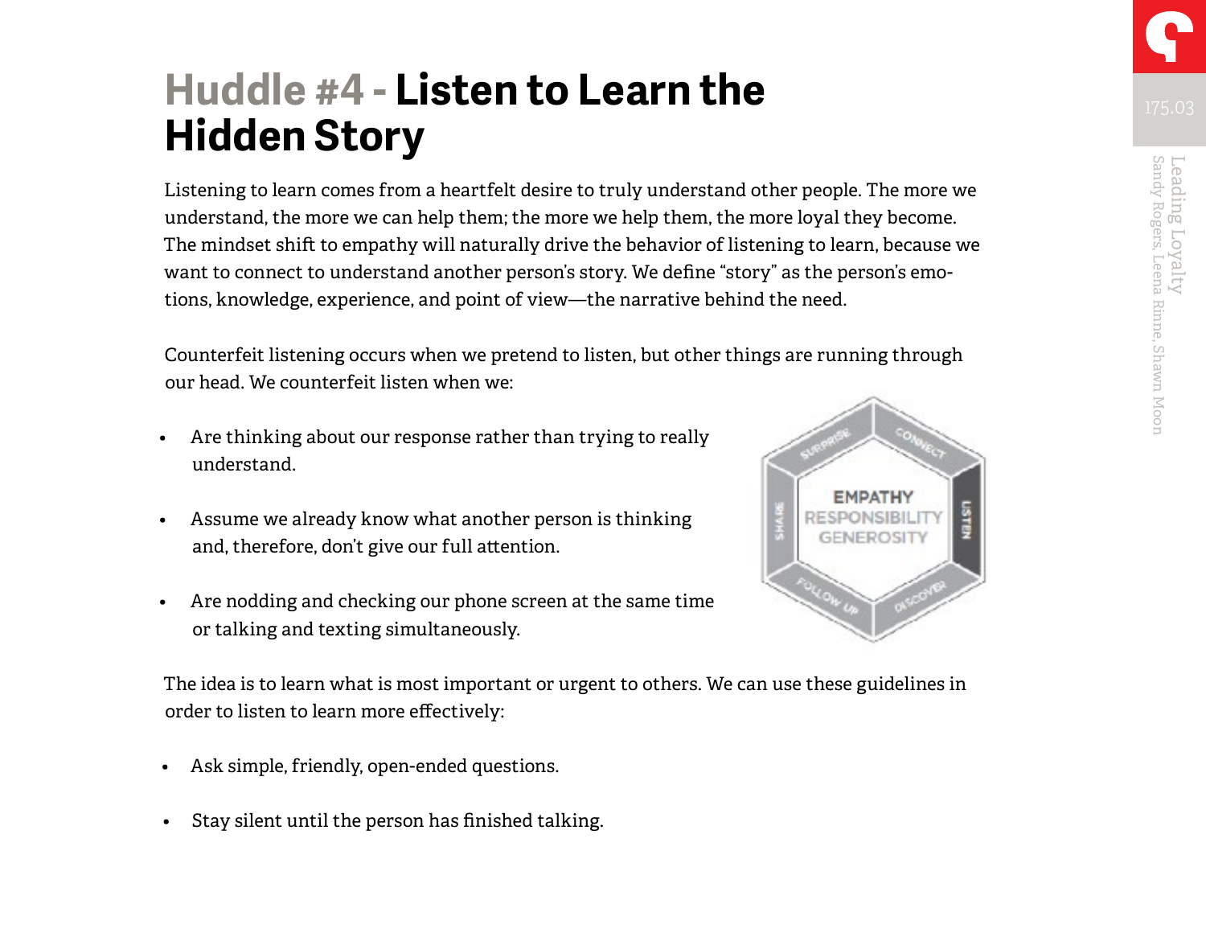# Huddle #4 - Listen to Learn the Hidden Story

Listening to learn comes from a heartfelt desire to truly understand other people. The more we understand, the more we can help them; the more we help them, the more loyal they become. The mindset shift to empathy will naturally drive the behavior of listening to learn, because we want to connect to understand another person's story. We define "story" as the person's emotions, knowledge, experience, and point of view—the narrative behind the need.

Counterfeit listening occurs when we pretend to listen, but other things are running through our head. We counterfeit listen when we:

- Are thinking about our response rather than trying to really understand.
- Assume we already know what another person is thinking and, therefore, don't give our full attention.
- Are nodding and checking our phone screen at the same time or talking and texting simultaneously.

The idea is to learn what is most important or urgent to others. We can use these guidelines in order to listen to learn more effectively:

- Ask simple, friendly, open-ended questions.
- Stay silent until the person has finished talking.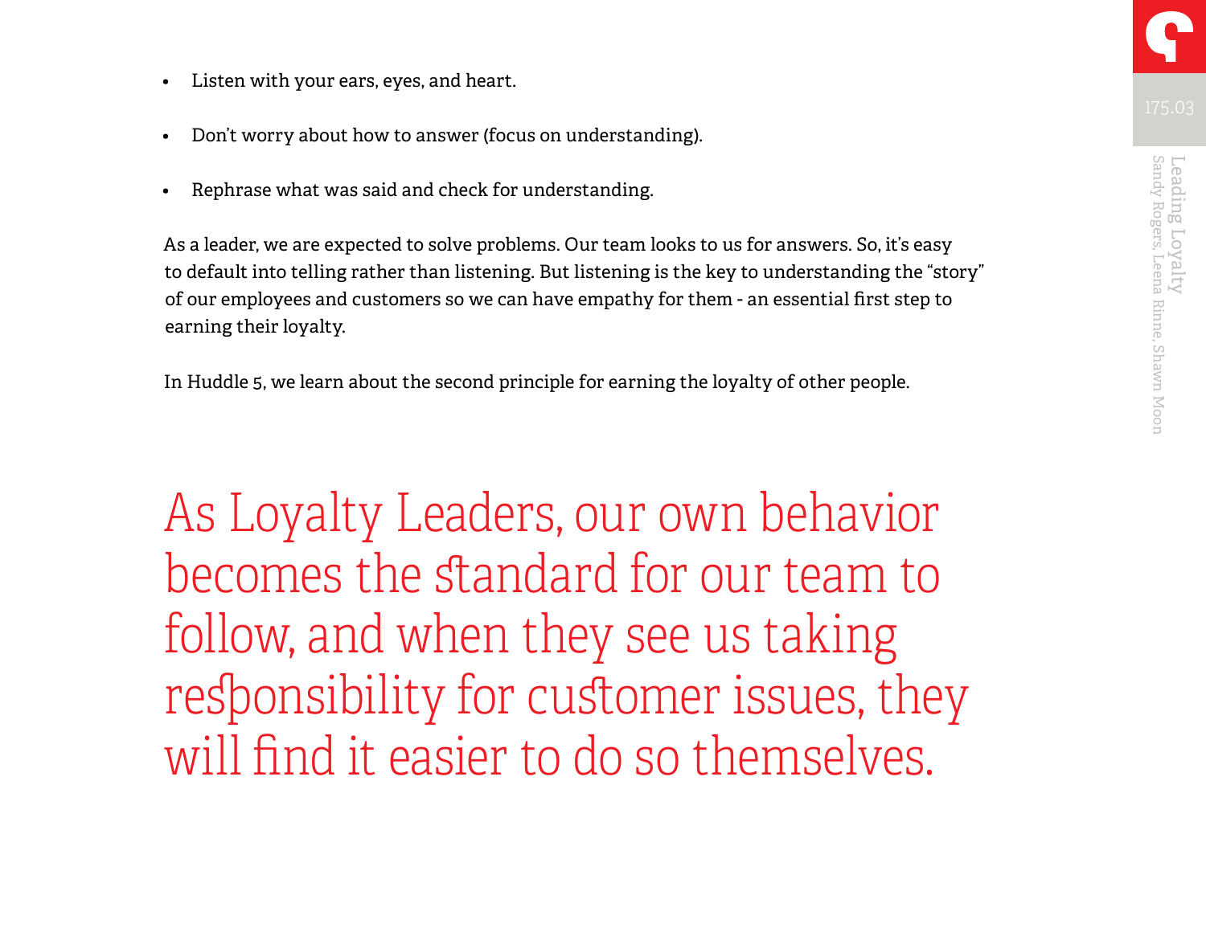- Listen with your ears, eyes, and heart.
- Don't worry about how to answer (focus on understanding).
- Rephrase what was said and check for understanding.

As a leader, we are expected to solve problems. Our team looks to us for answers. So, it's easy to default into telling rather than listening. But listening is the key to understanding the "story" of our employees and customers so we can have empathy for them - an essential first step to earning their loyalty.

In Huddle 5, we learn about the second principle for earning the loyalty of other people.

> As Loyalty Leaders, our own behavior becomes the standard for our team to follow, and when they see us taking responsibility for customer issues, they will find it easier to do so themselves.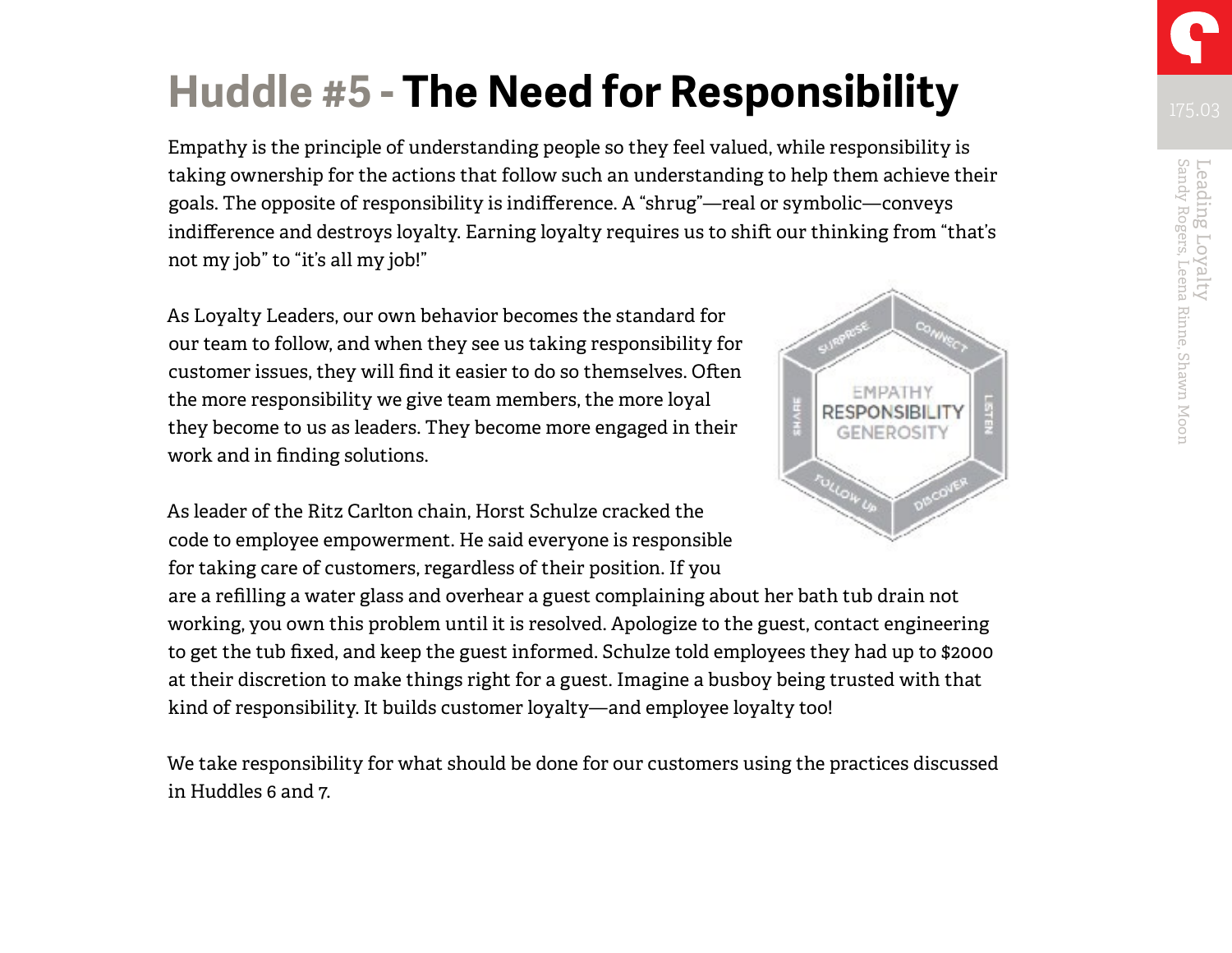# Huddle #5 - The Need for Responsibility

Empathy is the principle of understanding people so they feel valued, while responsibility is taking ownership for the actions that follow such an understanding to help them achieve their goals. The opposite of responsibility is indifference. A "shrug"—real or symbolic—conveys indifference and destroys loyalty. Earning loyalty requires us to shift our thinking from "that's not my job" to "it's all my job!"

As Loyalty Leaders, our own behavior becomes the standard for our team to follow, and when they see us taking responsibility for customer issues, they will find it easier to do so themselves. Often the more responsibility we give team members, the more loyal they become to us as leaders. They become more engaged in their work and in finding solutions.

As leader of the Ritz Carlton chain, Horst Schulze cracked the code to employee empowerment. He said everyone is responsible for taking care of customers, regardless of their position. If you are a refilling a water glass and overhear a guest complaining about her bath tub drain not working, you own this problem until it is resolved. Apologize to the guest, contact engineering to get the tub fixed, and keep the guest informed. Schulze told employees they had up to $2000 at their discretion to make things right for a guest. Imagine a busboy being trusted with that kind of responsibility. It builds customer loyalty—and employee loyalty too!

We take responsibility for what should be done for our customers using the practices discussed in Huddles 6 and 7.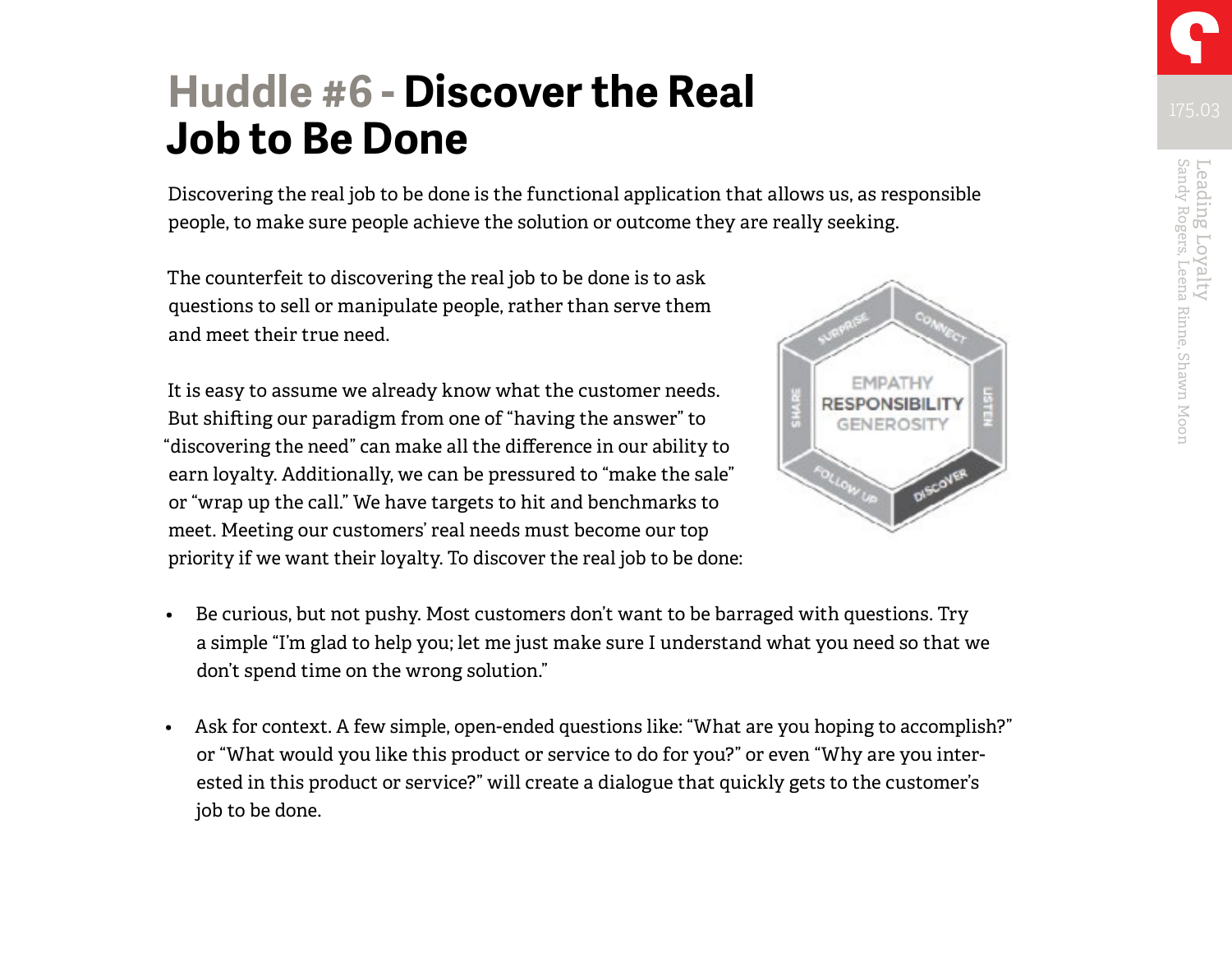# Huddle #6 - Discover the Real Job to Be Done

Discovering the real job to be done is the functional application that allows us, as responsible people, to make sure people achieve the solution or outcome they are really seeking.

The counterfeit to discovering the real job to be done is to ask questions to sell or manipulate people, rather than serve them and meet their true need.

It is easy to assume we already know what the customer needs. But shifting our paradigm from one of "having the answer" to "discovering the need" can make all the difference in our ability to earn loyalty. Additionally, we can be pressured to "make the sale" or "wrap up the call." We have targets to hit and benchmarks to meet. Meeting our customers' real needs must become our top priority if we want their loyalty. To discover the real job to be done:

- Be curious, but not pushy. Most customers don't want to be barraged with questions. Try a simple "I'm glad to help you; let me just make sure I understand what you need so that we don't spend time on the wrong solution."
- Ask for context. A few simple, open-ended questions like: "What are you hoping to accomplish?" or "What would you like this product or service to do for you?" or even "Why are you interested in this product or service?" will create a dialogue that quickly gets to the customer's job to be done.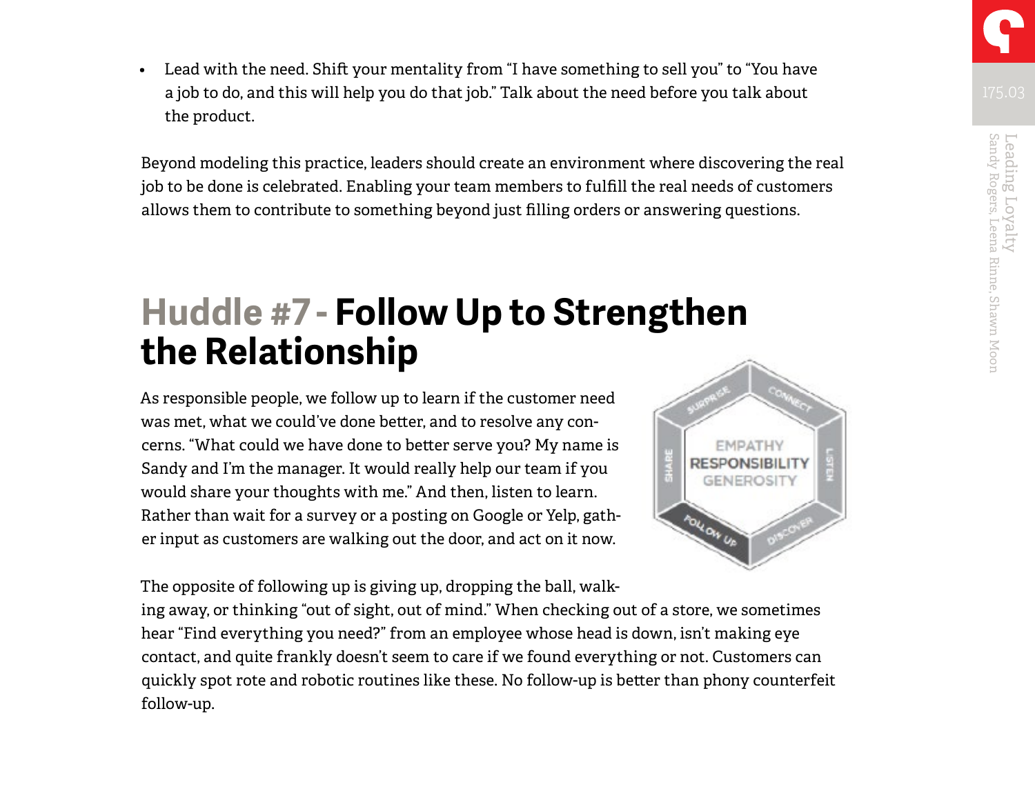- Lead with the need. Shift your mentality from "I have something to sell you" to "You have a job to do, and this will help you do that job." Talk about the need before you talk about the product.

Beyond modeling this practice, leaders should create an environment where discovering the real job to be done is celebrated. Enabling your team members to fulfill the real needs of customers allows them to contribute to something beyond just filling orders or answering questions.

## Huddle #7 - Follow Up to Strengthen the Relationship

As responsible people, we follow up to learn if the customer need was met, what we could've done better, and to resolve any concerns. "What could we have done to better serve you? My name is Sandy and I'm the manager. It would really help our team if you would share your thoughts with me." And then, listen to learn. Rather than wait for a survey or a posting on Google or Yelp, gather input as customers are walking out the door, and act on it now.

The opposite of following up is giving up, dropping the ball, walking away, or thinking "out of sight, out of mind." When checking out of a store, we sometimes hear "Find everything you need?" from an employee whose head is down, isn't making eye contact, and quite frankly doesn't seem to care if we found everything or not. Customers can quickly spot rote and robotic routines like these. No follow-up is better than phony counterfeit follow-up.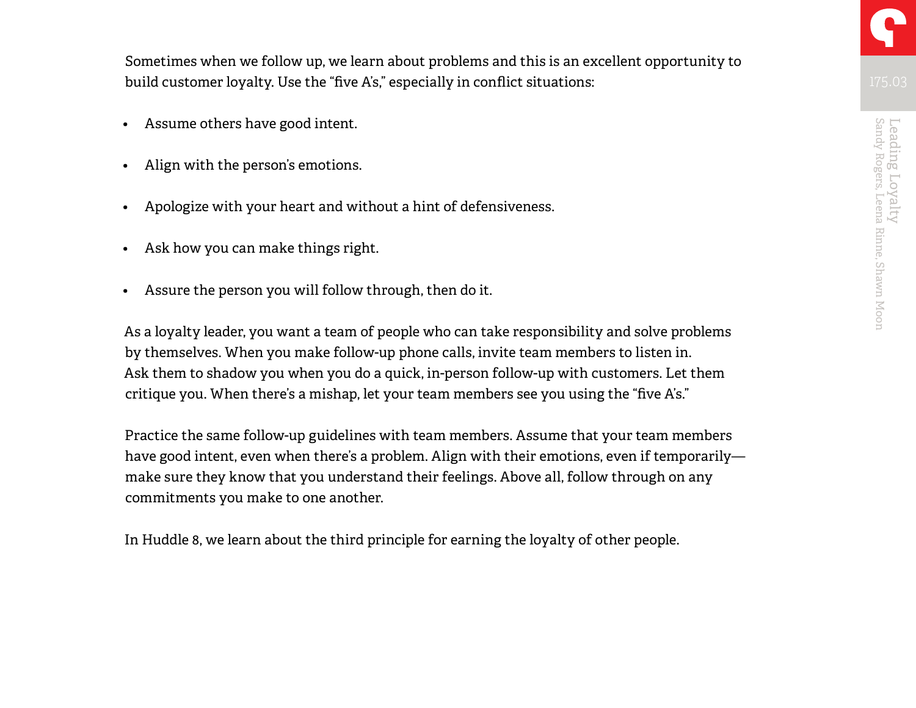Sometimes when we follow up, we learn about problems and this is an excellent opportunity to build customer loyalty. Use the "five A's," especially in conflict situations:

- Assume others have good intent.
- Align with the person's emotions.
- Apologize with your heart and without a hint of defensiveness.
- Ask how you can make things right.
- Assure the person you will follow through, then do it.

As a loyalty leader, you want a team of people who can take responsibility and solve problems by themselves. When you make follow-up phone calls, invite team members to listen in. Ask them to shadow you when you do a quick, in-person follow-up with customers. Let them critique you. When there's a mishap, let your team members see you using the "five A's."

Practice the same follow-up guidelines with team members. Assume that your team members have good intent, even when there's a problem. Align with their emotions, even if temporarily—make sure they know that you understand their feelings. Above all, follow through on any commitments you make to one another.

In Huddle 8, we learn about the third principle for earning the loyalty of other people.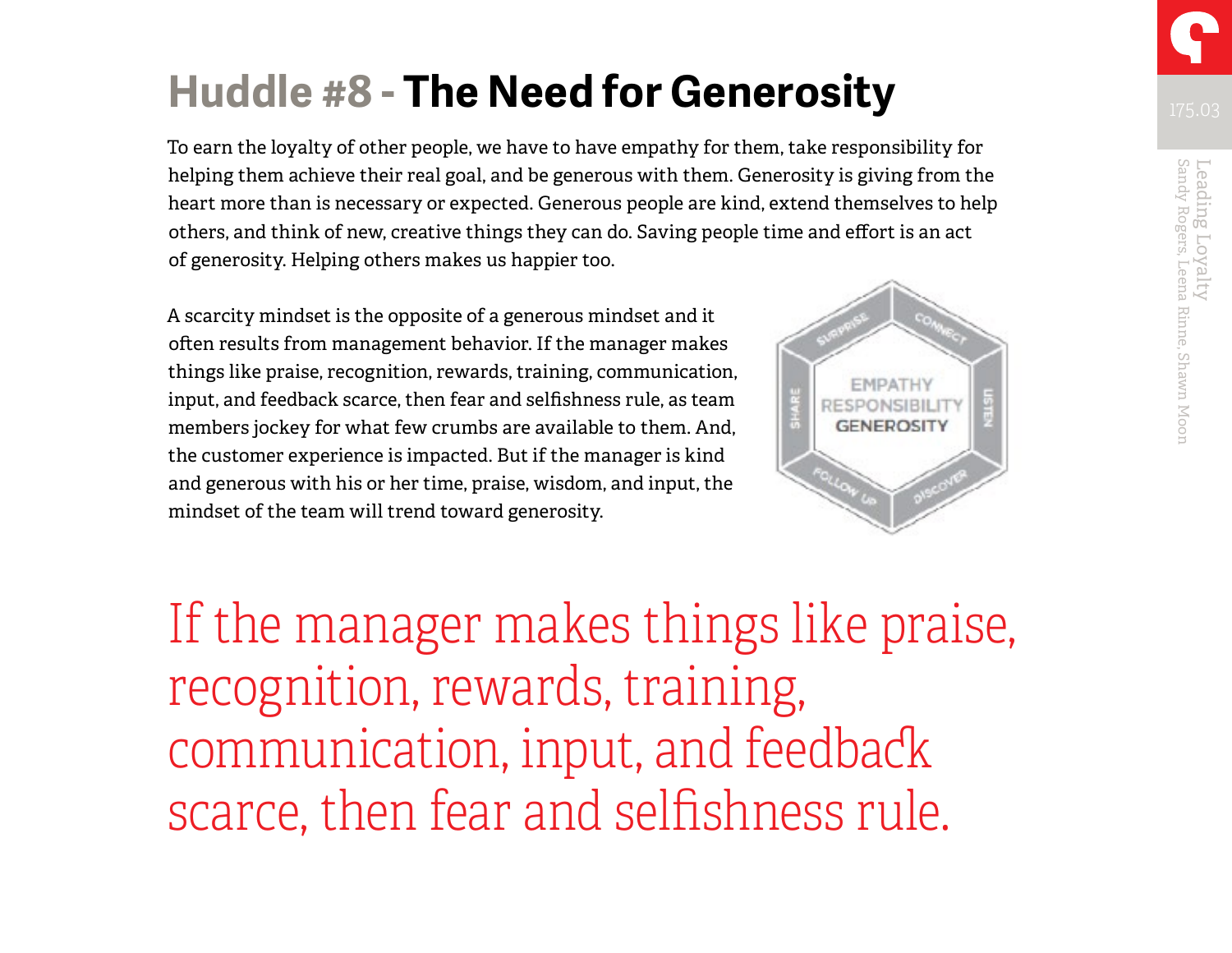# Huddle #8 - The Need for Generosity

To earn the loyalty of other people, we have to have empathy for them, take responsibility for helping them achieve their real goal, and be generous with them. Generosity is giving from the heart more than is necessary or expected. Generous people are kind, extend themselves to help others, and think of new, creative things they can do. Saving people time and effort is an act of generosity. Helping others makes us happier too.

A scarcity mindset is the opposite of a generous mindset and it often results from management behavior. If the manager makes things like praise, recognition, rewards, training, communication, input, and feedback scarce, then fear and selfishness rule, as team members jockey for what few crumbs are available to them. And, the customer experience is impacted. But if the manager is kind and generous with his or her time, praise, wisdom, and input, the mindset of the team will trend toward generosity.

If the manager makes things like praise, recognition, rewards, training, communication, input, and feedback scarce, then fear and selfishness rule.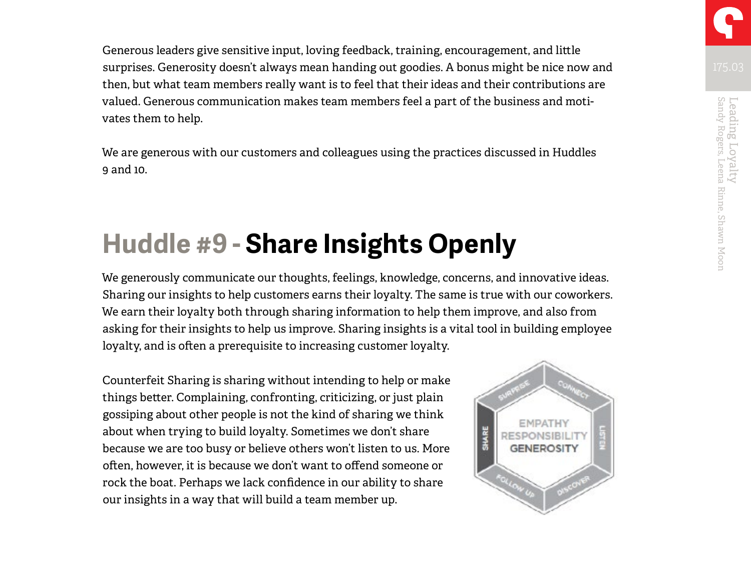Generous leaders give sensitive input, loving feedback, training, encouragement, and little surprises. Generosity doesn't always mean handing out goodies. A bonus might be nice now and then, but what team members really want is to feel that their ideas and their contributions are valued. Generous communication makes team members feel a part of the business and motivates them to help.

We are generous with our customers and colleagues using the practices discussed in Huddles 9 and 10.

## Huddle #9 - Share Insights Openly

We generously communicate our thoughts, feelings, knowledge, concerns, and innovative ideas. Sharing our insights to help customers earns their loyalty. The same is true with our coworkers. We earn their loyalty both through sharing information to help them improve, and also from asking for their insights to help us improve. Sharing insights is a vital tool in building employee loyalty, and is often a prerequisite to increasing customer loyalty.

Counterfeit Sharing is sharing without intending to help or make things better. Complaining, confronting, criticizing, or just plain gossiping about other people is not the kind of sharing we think about when trying to build loyalty. Sometimes we don't share because we are too busy or believe others won't listen to us. More often, however, it is because we don't want to offend someone or rock the boat. Perhaps we lack confidence in our ability to share our insights in a way that will build a team member up.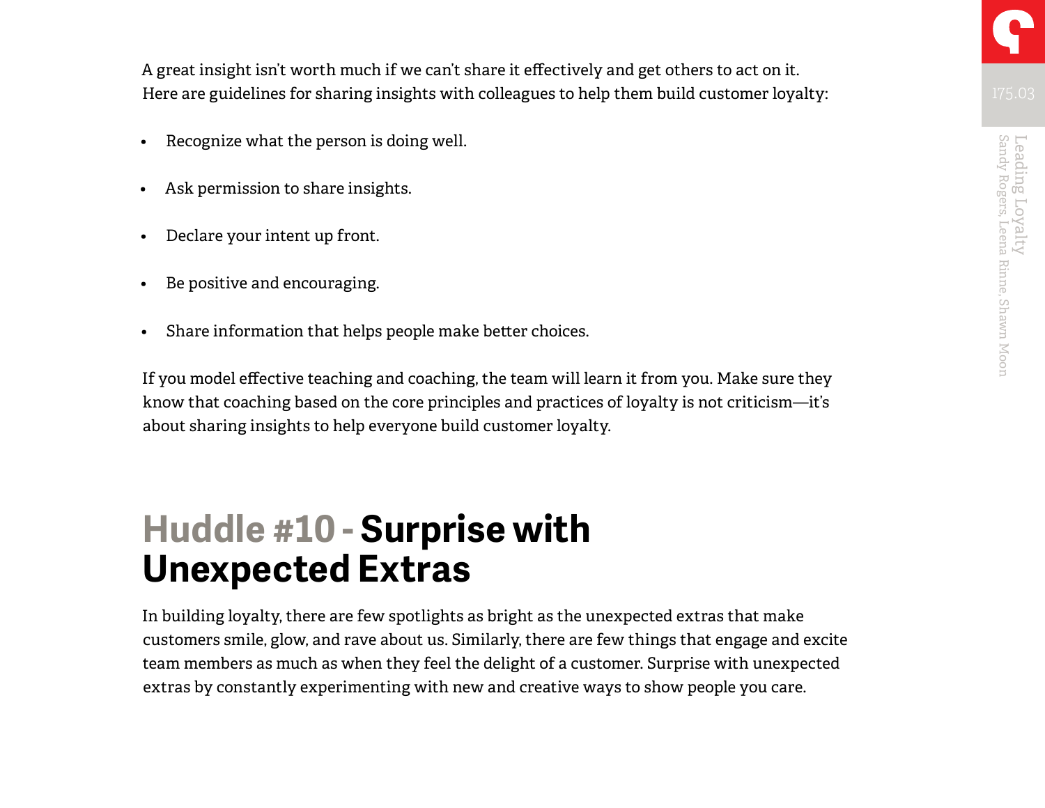A great insight isn't worth much if we can't share it effectively and get others to act on it. Here are guidelines for sharing insights with colleagues to help them build customer loyalty:

- Recognize what the person is doing well.
- Ask permission to share insights.
- Declare your intent up front.
- Be positive and encouraging.
- Share information that helps people make better choices.

If you model effective teaching and coaching, the team will learn it from you. Make sure they know that coaching based on the core principles and practices of loyalty is not criticism—it's about sharing insights to help everyone build customer loyalty.

## Huddle #10 - **Surprise with Unexpected Extras**

In building loyalty, there are few spotlights as bright as the unexpected extras that make customers smile, glow, and rave about us. Similarly, there are few things that engage and excite team members as much as when they feel the delight of a customer. Surprise with unexpected extras by constantly experimenting with new and creative ways to show people you care.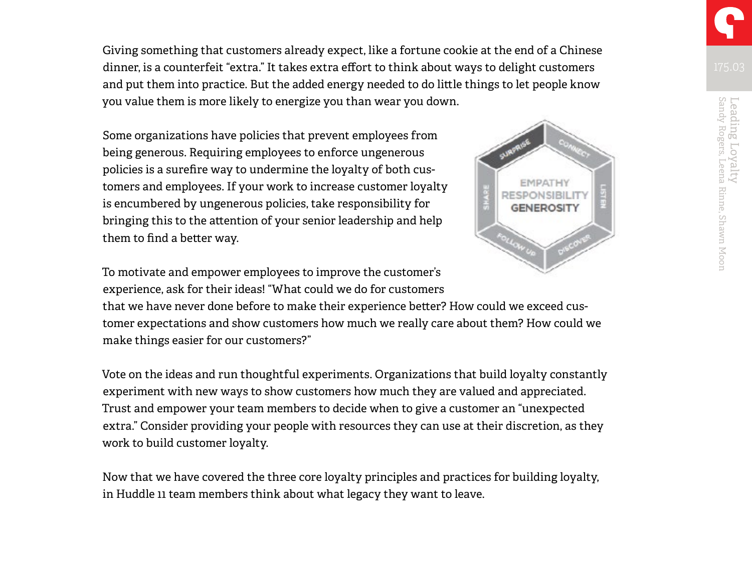Giving something that customers already expect, like a fortune cookie at the end of a Chinese dinner, is a counterfeit "extra." It takes extra effort to think about ways to delight customers and put them into practice. But the added energy needed to do little things to let people know you value them is more likely to energize you than wear you down.

Some organizations have policies that prevent employees from being generous. Requiring employees to enforce ungenerous policies is a surefire way to undermine the loyalty of both customers and employees. If your work to increase customer loyalty is encumbered by ungenerous policies, take responsibility for bringing this to the attention of your senior leadership and help them to find a better way.

To motivate and empower employees to improve the customer's experience, ask for their ideas! "What could we do for customers that we have never done before to make their experience better? How could we exceed customer expectations and show customers how much we really care about them? How could we make things easier for our customers?"

Vote on the ideas and run thoughtful experiments. Organizations that build loyalty constantly experiment with new ways to show customers how much they are valued and appreciated. Trust and empower your team members to decide when to give a customer an "unexpected extra." Consider providing your people with resources they can use at their discretion, as they work to build customer loyalty.

Now that we have covered the three core loyalty principles and practices for building loyalty, in Huddle 11 team members think about what legacy they want to leave.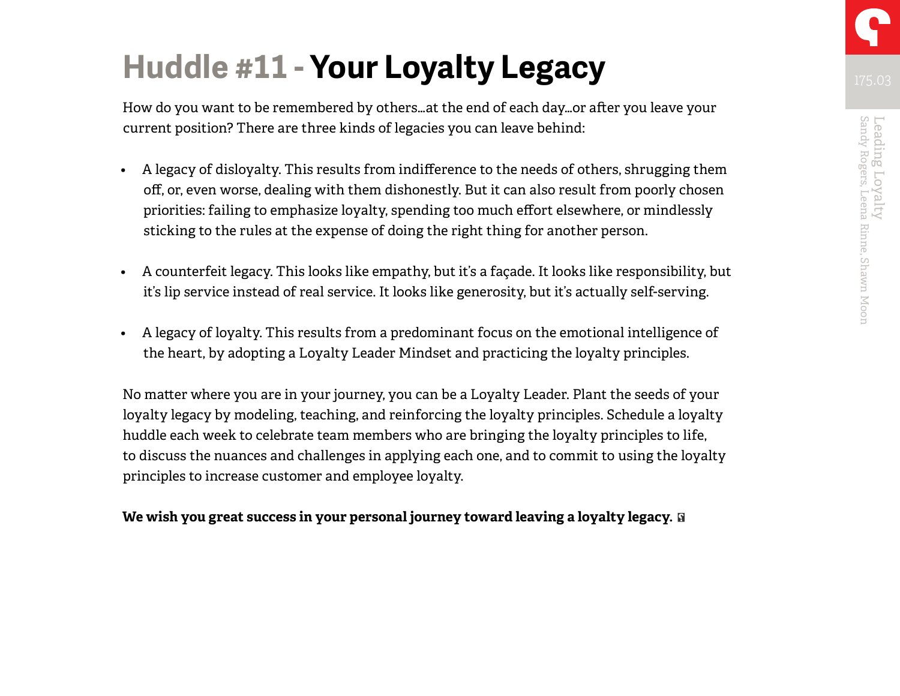# Huddle #11 - Your Loyalty Legacy

How do you want to be remembered by others...at the end of each day...or after you leave your current position? There are three kinds of legacies you can leave behind:

- A legacy of disloyalty. This results from indifference to the needs of others, shrugging them off, or, even worse, dealing with them dishonestly. But it can also result from poorly chosen priorities: failing to emphasize loyalty, spending too much effort elsewhere, or mindlessly sticking to the rules at the expense of doing the right thing for another person.

- A counterfeit legacy. This looks like empathy, but it's a façade. It looks like responsibility, but it's lip service instead of real service. It looks like generosity, but it's actually self-serving.

- A legacy of loyalty. This results from a predominant focus on the emotional intelligence of the heart, by adopting a Loyalty Leader Mindset and practicing the loyalty principles.

No matter where you are in your journey, you can be a Loyalty Leader. Plant the seeds of your loyalty legacy by modeling, teaching, and reinforcing the loyalty principles. Schedule a loyalty huddle each week to celebrate team members who are bringing the loyalty principles to life, to discuss the nuances and challenges in applying each one, and to commit to using the loyalty principles to increase customer and employee loyalty.

**We wish you great success in your personal journey toward leaving a loyalty legacy.**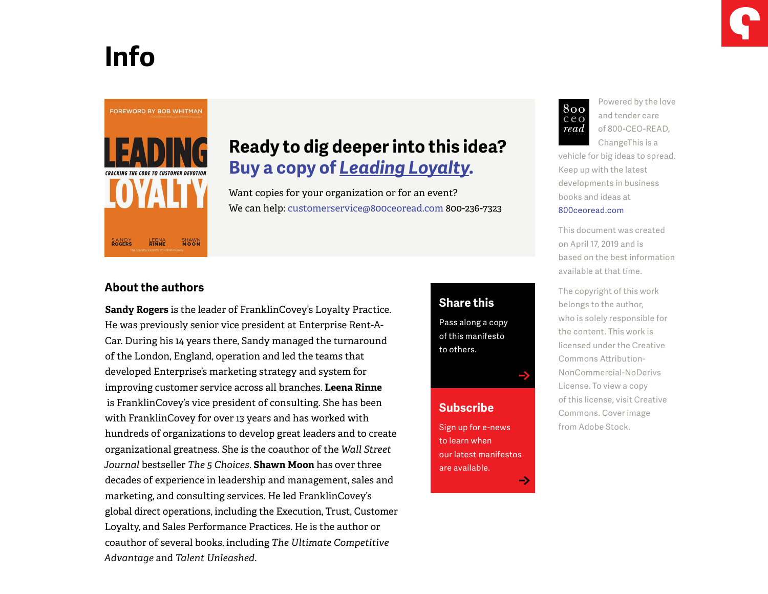# Info

## Ready to dig deeper into this idea?

## Buy a copy of *Leading Loyalty*.

Want copies for your organization or for an event?
We can help: customerservice@800ceoread.com 800-236-7323

### About the authors

**Sandy Rogers** is the leader of FranklinCovey's Loyalty Practice. He was previously senior vice president at Enterprise Rent-A-Car. During his 14 years there, Sandy managed the turnaround of the London, England, operation and led the teams that developed Enterprise's marketing strategy and system for improving customer service across all branches. **Leena Rinne** is FranklinCovey's vice president of consulting. She has been with FranklinCovey for over 13 years and has worked with hundreds of organizations to develop great leaders and to create organizational greatness. She is the coauthor of the *Wall Street Journal* bestseller *The 5 Choices*. **Shawn Moon** has over three decades of experience in leadership and management, sales and marketing, and consulting services. He led FranklinCovey's global direct operations, including the Execution, Trust, Customer Loyalty, and Sales Performance Practices. He is the author or coauthor of several books, including *The Ultimate Competitive Advantage* and *Talent Unleashed*.

### Share this

Pass along a copy of this manifesto to others.

### Subscribe

Sign up for e-news to learn when our latest manifestos are available.

Powered by the love and tender care of 800-CEO-READ, ChangeThis is a vehicle for big ideas to spread. Keep up with the latest developments in business books and ideas at 800ceoread.com

This document was created on April 17, 2019 and is based on the best information available at that time.

The copyright of this work belongs to the author, who is solely responsible for the content. This work is licensed under the Creative Commons Attribution-NonCommercial-NoDerivs License. To view a copy of this license, visit Creative Commons. Cover image from Adobe Stock.